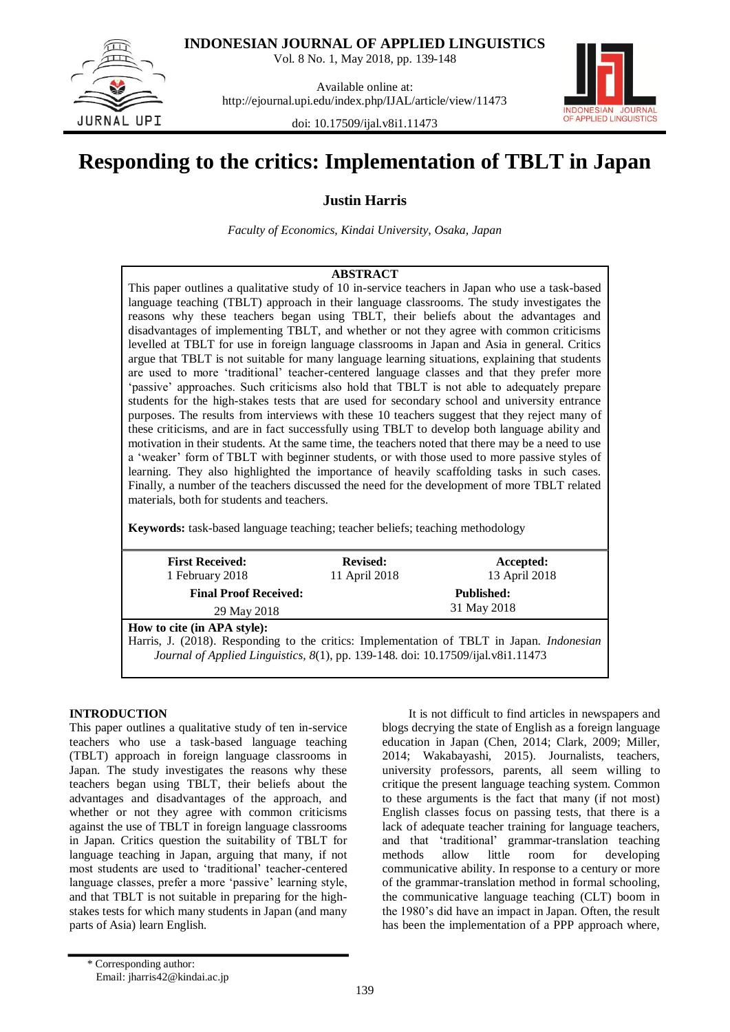# Responding to the critics: Implementation of TBLT in Japan

**Justin Harris**

*Faculty of Economics, Kindai University, Osaka, Japan*

**ABSTRACT**

This paper outlines a qualitative study of 10 in-service teachers in Japan who use a task-based language teaching (TBLT) approach in their language classrooms. The study investigates the reasons why these teachers began using TBLT, their beliefs about the advantages and disadvantages of implementing TBLT, and whether or not they agree with common criticisms levelled at TBLT for use in foreign language classrooms in Japan and Asia in general. Critics argue that TBLT is not suitable for many language learning situations, explaining that students are used to more 'traditional' teacher-centered language classes and that they prefer more 'passive' approaches. Such criticisms also hold that TBLT is not able to adequately prepare students for the high-stakes tests that are used for secondary school and university entrance purposes. The results from interviews with these 10 teachers suggest that they reject many of these criticisms, and are in fact successfully using TBLT to develop both language ability and motivation in their students. At the same time, the teachers noted that there may be a need to use a 'weaker' form of TBLT with beginner students, or with those used to more passive styles of learning. They also highlighted the importance of heavily scaffolding tasks in such cases. Finally, a number of the teachers discussed the need for the development of more TBLT related materials, both for students and teachers.

**Keywords:** task-based language teaching; teacher beliefs; teaching methodology

| First Received: | Revised: | Accepted: |
|---|---|---|
| 1 February 2018 | 11 April 2018 | 13 April 2018 |
| **Final Proof Received:** | | **Published:** |
| 29 May 2018 | | 31 May 2018 |

**How to cite (in APA style):**
Harris, J. (2018). Responding to the critics: Implementation of TBLT in Japan. *Indonesian Journal of Applied Linguistics, 8*(1), pp. 139-148. doi: 10.17509/ijal.v8i1.11473

## INTRODUCTION

This paper outlines a qualitative study of ten in-service teachers who use a task-based language teaching (TBLT) approach in foreign language classrooms in Japan. The study investigates the reasons why these teachers began using TBLT, their beliefs about the advantages and disadvantages of the approach, and whether or not they agree with common criticisms against the use of TBLT in foreign language classrooms in Japan. Critics question the suitability of TBLT for language teaching in Japan, arguing that many, if not most students are used to 'traditional' teacher-centered language classes, prefer a more 'passive' learning style, and that TBLT is not suitable in preparing for the high-stakes tests for which many students in Japan (and many parts of Asia) learn English.

It is not difficult to find articles in newspapers and blogs decrying the state of English as a foreign language education in Japan (Chen, 2014; Clark, 2009; Miller, 2014; Wakabayashi, 2015). Journalists, teachers, university professors, parents, all seem willing to critique the present language teaching system. Common to these arguments is the fact that many (if not most) English classes focus on passing tests, that there is a lack of adequate teacher training for language teachers, and that 'traditional' grammar-translation teaching methods allow little room for developing communicative ability. In response to a century or more of the grammar-translation method in formal schooling, the communicative language teaching (CLT) boom in the 1980's did have an impact in Japan. Often, the result has been the implementation of a PPP approach where,

\* Corresponding author:
Email: jharris42@kindai.ac.jp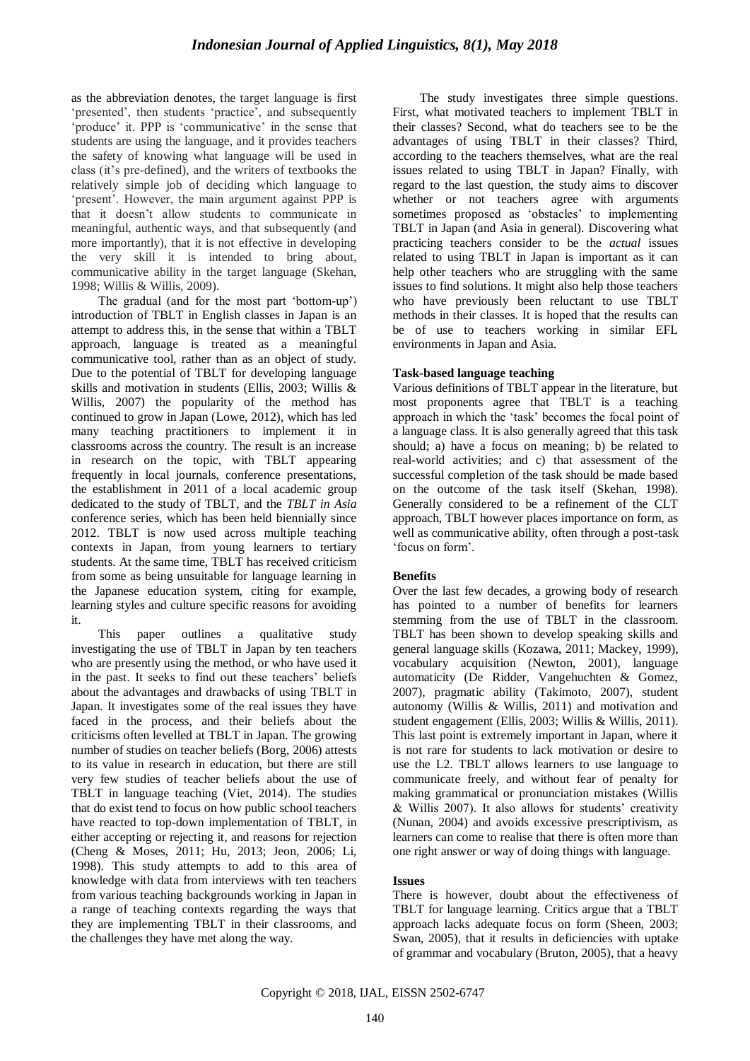as the abbreviation denotes, the target language is first 'presented', then students 'practice', and subsequently 'produce' it. PPP is 'communicative' in the sense that students are using the language, and it provides teachers the safety of knowing what language will be used in class (it's pre-defined), and the writers of textbooks the relatively simple job of deciding which language to 'present'. However, the main argument against PPP is that it doesn't allow students to communicate in meaningful, authentic ways, and that subsequently (and more importantly), that it is not effective in developing the very skill it is intended to bring about, communicative ability in the target language (Skehan, 1998; Willis & Willis, 2009).

The gradual (and for the most part 'bottom-up') introduction of TBLT in English classes in Japan is an attempt to address this, in the sense that within a TBLT approach, language is treated as a meaningful communicative tool, rather than as an object of study. Due to the potential of TBLT for developing language skills and motivation in students (Ellis, 2003; Willis & Willis, 2007) the popularity of the method has continued to grow in Japan (Lowe, 2012), which has led many teaching practitioners to implement it in classrooms across the country. The result is an increase in research on the topic, with TBLT appearing frequently in local journals, conference presentations, the establishment in 2011 of a local academic group dedicated to the study of TBLT, and the *TBLT in Asia* conference series, which has been held biennially since 2012. TBLT is now used across multiple teaching contexts in Japan, from young learners to tertiary students. At the same time, TBLT has received criticism from some as being unsuitable for language learning in the Japanese education system, citing for example, learning styles and culture specific reasons for avoiding it.

This paper outlines a qualitative study investigating the use of TBLT in Japan by ten teachers who are presently using the method, or who have used it in the past. It seeks to find out these teachers' beliefs about the advantages and drawbacks of using TBLT in Japan. It investigates some of the real issues they have faced in the process, and their beliefs about the criticisms often levelled at TBLT in Japan. The growing number of studies on teacher beliefs (Borg, 2006) attests to its value in research in education, but there are still very few studies of teacher beliefs about the use of TBLT in language teaching (Viet, 2014). The studies that do exist tend to focus on how public school teachers have reacted to top-down implementation of TBLT, in either accepting or rejecting it, and reasons for rejection (Cheng & Moses, 2011; Hu, 2013; Jeon, 2006; Li, 1998). This study attempts to add to this area of knowledge with data from interviews with ten teachers from various teaching backgrounds working in Japan in a range of teaching contexts regarding the ways that they are implementing TBLT in their classrooms, and the challenges they have met along the way.

The study investigates three simple questions. First, what motivated teachers to implement TBLT in their classes? Second, what do teachers see to be the advantages of using TBLT in their classes? Third, according to the teachers themselves, what are the real issues related to using TBLT in Japan? Finally, with regard to the last question, the study aims to discover whether or not teachers agree with arguments sometimes proposed as 'obstacles' to implementing TBLT in Japan (and Asia in general). Discovering what practicing teachers consider to be the *actual* issues related to using TBLT in Japan is important as it can help other teachers who are struggling with the same issues to find solutions. It might also help those teachers who have previously been reluctant to use TBLT methods in their classes. It is hoped that the results can be of use to teachers working in similar EFL environments in Japan and Asia.

### Task-based language teaching

Various definitions of TBLT appear in the literature, but most proponents agree that TBLT is a teaching approach in which the 'task' becomes the focal point of a language class. It is also generally agreed that this task should; a) have a focus on meaning; b) be related to real-world activities; and c) that assessment of the successful completion of the task should be made based on the outcome of the task itself (Skehan, 1998). Generally considered to be a refinement of the CLT approach, TBLT however places importance on form, as well as communicative ability, often through a post-task 'focus on form'.

### Benefits

Over the last few decades, a growing body of research has pointed to a number of benefits for learners stemming from the use of TBLT in the classroom. TBLT has been shown to develop speaking skills and general language skills (Kozawa, 2011; Mackey, 1999), vocabulary acquisition (Newton, 2001), language automaticity (De Ridder, Vangehuchten & Gomez, 2007), pragmatic ability (Takimoto, 2007), student autonomy (Willis & Willis, 2011) and motivation and student engagement (Ellis, 2003; Willis & Willis, 2011). This last point is extremely important in Japan, where it is not rare for students to lack motivation or desire to use the L2. TBLT allows learners to use language to communicate freely, and without fear of penalty for making grammatical or pronunciation mistakes (Willis & Willis 2007). It also allows for students' creativity (Nunan, 2004) and avoids excessive prescriptivism, as learners can come to realise that there is often more than one right answer or way of doing things with language.

### Issues

There is however, doubt about the effectiveness of TBLT for language learning. Critics argue that a TBLT approach lacks adequate focus on form (Sheen, 2003; Swan, 2005), that it results in deficiencies with uptake of grammar and vocabulary (Bruton, 2005), that a heavy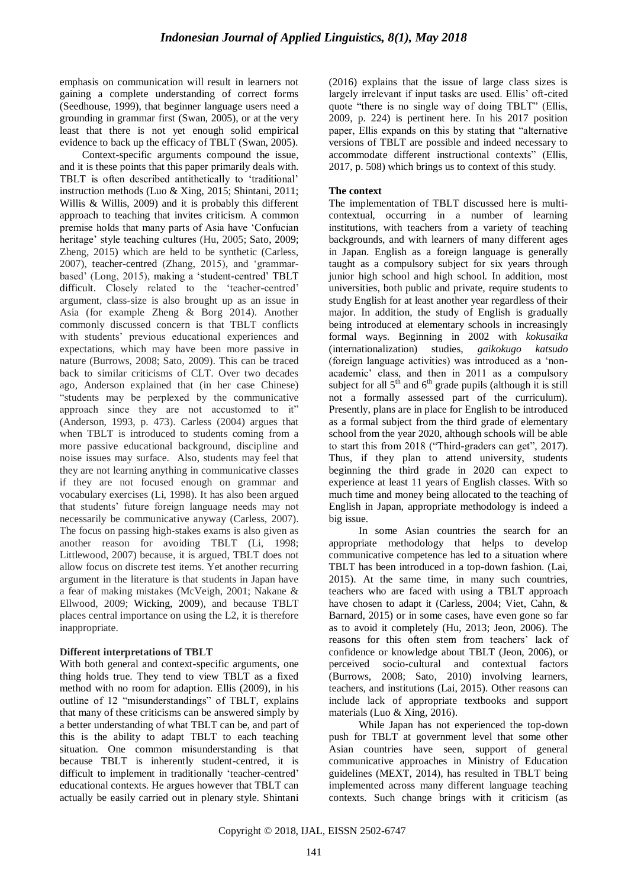emphasis on communication will result in learners not gaining a complete understanding of correct forms (Seedhouse, 1999), that beginner language users need a grounding in grammar first (Swan, 2005), or at the very least that there is not yet enough solid empirical evidence to back up the efficacy of TBLT (Swan, 2005).

Context-specific arguments compound the issue, and it is these points that this paper primarily deals with. TBLT is often described antithetically to 'traditional' instruction methods (Luo & Xing, 2015; Shintani, 2011; Willis & Willis, 2009) and it is probably this different approach to teaching that invites criticism. A common premise holds that many parts of Asia have 'Confucian heritage' style teaching cultures (Hu, 2005; Sato, 2009; Zheng, 2015) which are held to be synthetic (Carless, 2007), teacher-centred (Zhang, 2015), and 'grammar-based' (Long, 2015), making a 'student-centred' TBLT difficult. Closely related to the 'teacher-centred' argument, class-size is also brought up as an issue in Asia (for example Zheng & Borg 2014). Another commonly discussed concern is that TBLT conflicts with students' previous educational experiences and expectations, which may have been more passive in nature (Burrows, 2008; Sato, 2009). This can be traced back to similar criticisms of CLT. Over two decades ago, Anderson explained that (in her case Chinese) "students may be perplexed by the communicative approach since they are not accustomed to it" (Anderson, 1993, p. 473). Carless (2004) argues that when TBLT is introduced to students coming from a more passive educational background, discipline and noise issues may surface. Also, students may feel that they are not learning anything in communicative classes if they are not focused enough on grammar and vocabulary exercises (Li, 1998). It has also been argued that students' future foreign language needs may not necessarily be communicative anyway (Carless, 2007). The focus on passing high-stakes exams is also given as another reason for avoiding TBLT (Li, 1998; Littlewood, 2007) because, it is argued, TBLT does not allow focus on discrete test items. Yet another recurring argument in the literature is that students in Japan have a fear of making mistakes (McVeigh, 2001; Nakane & Ellwood, 2009; Wicking, 2009), and because TBLT places central importance on using the L2, it is therefore inappropriate.

## Different interpretations of TBLT

With both general and context-specific arguments, one thing holds true. They tend to view TBLT as a fixed method with no room for adaption. Ellis (2009), in his outline of 12 "misunderstandings" of TBLT, explains that many of these criticisms can be answered simply by a better understanding of what TBLT can be, and part of this is the ability to adapt TBLT to each teaching situation. One common misunderstanding is that because TBLT is inherently student-centred, it is difficult to implement in traditionally 'teacher-centred' educational contexts. He argues however that TBLT can actually be easily carried out in plenary style. Shintani (2016) explains that the issue of large class sizes is largely irrelevant if input tasks are used. Ellis' oft-cited quote "there is no single way of doing TBLT" (Ellis, 2009, p. 224) is pertinent here. In his 2017 position paper, Ellis expands on this by stating that "alternative versions of TBLT are possible and indeed necessary to accommodate different instructional contexts" (Ellis, 2017, p. 508) which brings us to context of this study.

## The context

The implementation of TBLT discussed here is multi-contextual, occurring in a number of learning institutions, with teachers from a variety of teaching backgrounds, and with learners of many different ages in Japan. English as a foreign language is generally taught as a compulsory subject for six years through junior high school and high school. In addition, most universities, both public and private, require students to study English for at least another year regardless of their major. In addition, the study of English is gradually being introduced at elementary schools in increasingly formal ways. Beginning in 2002 with *kokusaika* (internationalization) studies, *gaikokugo katsudo* (foreign language activities) was introduced as a 'non-academic' class, and then in 2011 as a compulsory subject for all 5th and 6th grade pupils (although it is still not a formally assessed part of the curriculum). Presently, plans are in place for English to be introduced as a formal subject from the third grade of elementary school from the year 2020, although schools will be able to start this from 2018 ("Third-graders can get", 2017). Thus, if they plan to attend university, students beginning the third grade in 2020 can expect to experience at least 11 years of English classes. With so much time and money being allocated to the teaching of English in Japan, appropriate methodology is indeed a big issue.

In some Asian countries the search for an appropriate methodology that helps to develop communicative competence has led to a situation where TBLT has been introduced in a top-down fashion. (Lai, 2015). At the same time, in many such countries, teachers who are faced with using a TBLT approach have chosen to adapt it (Carless, 2004; Viet, Cahn, & Barnard, 2015) or in some cases, have even gone so far as to avoid it completely (Hu, 2013; Jeon, 2006). The reasons for this often stem from teachers' lack of confidence or knowledge about TBLT (Jeon, 2006), or perceived socio-cultural and contextual factors (Burrows, 2008; Sato, 2010) involving learners, teachers, and institutions (Lai, 2015). Other reasons can include lack of appropriate textbooks and support materials (Luo & Xing, 2016).

While Japan has not experienced the top-down push for TBLT at government level that some other Asian countries have seen, support of general communicative approaches in Ministry of Education guidelines (MEXT, 2014), has resulted in TBLT being implemented across many different language teaching contexts. Such change brings with it criticism (as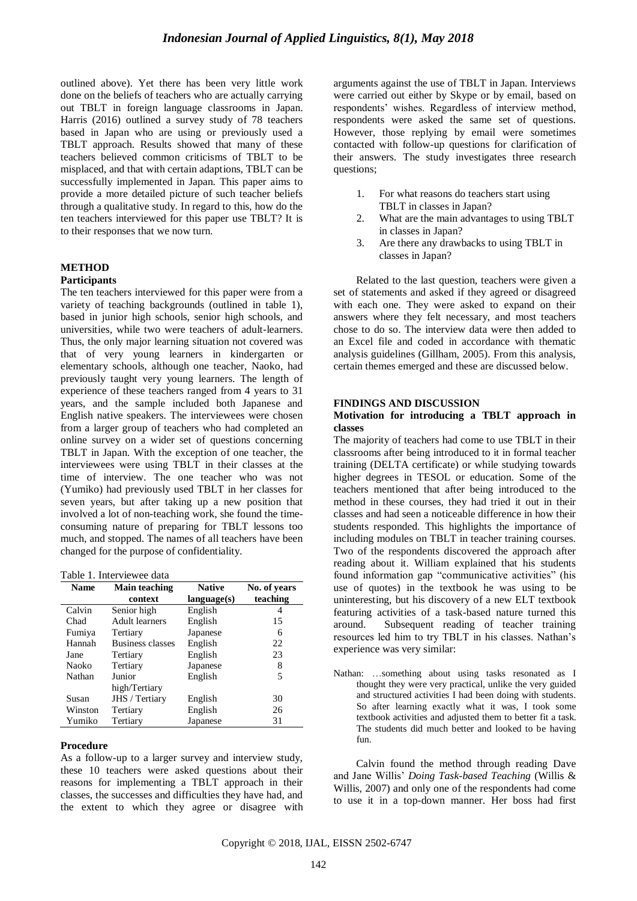outlined above). Yet there has been very little work done on the beliefs of teachers who are actually carrying out TBLT in foreign language classrooms in Japan. Harris (2016) outlined a survey study of 78 teachers based in Japan who are using or previously used a TBLT approach. Results showed that many of these teachers believed common criticisms of TBLT to be misplaced, and that with certain adaptions, TBLT can be successfully implemented in Japan. This paper aims to provide a more detailed picture of such teacher beliefs through a qualitative study. In regard to this, how do the ten teachers interviewed for this paper use TBLT? It is to their responses that we now turn.

## METHOD

### Participants

The ten teachers interviewed for this paper were from a variety of teaching backgrounds (outlined in table 1), based in junior high schools, senior high schools, and universities, while two were teachers of adult-learners. Thus, the only major learning situation not covered was that of very young learners in kindergarten or elementary schools, although one teacher, Naoko, had previously taught very young learners. The length of experience of these teachers ranged from 4 years to 31 years, and the sample included both Japanese and English native speakers. The interviewees were chosen from a larger group of teachers who had completed an online survey on a wider set of questions concerning TBLT in Japan. With the exception of one teacher, the interviewees were using TBLT in their classes at the time of interview. The one teacher who was not (Yumiko) had previously used TBLT in her classes for seven years, but after taking up a new position that involved a lot of non-teaching work, she found the time-consuming nature of preparing for TBLT lessons too much, and stopped. The names of all teachers have been changed for the purpose of confidentiality.

Table 1. Interviewee data

| Name | Main teaching context | Native language(s) | No. of years teaching |
|---|---|---|---|
| Calvin | Senior high | English | 4 |
| Chad | Adult learners | English | 15 |
| Fumiya | Tertiary | Japanese | 6 |
| Hannah | Business classes | English | 22 |
| Jane | Tertiary | English | 23 |
| Naoko | Tertiary | Japanese | 8 |
| Nathan | Junior high/Tertiary | English | 5 |
| Susan | JHS / Tertiary | English | 30 |
| Winston | Tertiary | English | 26 |
| Yumiko | Tertiary | Japanese | 31 |

### Procedure

As a follow-up to a larger survey and interview study, these 10 teachers were asked questions about their reasons for implementing a TBLT approach in their classes, the successes and difficulties they have had, and the extent to which they agree or disagree with arguments against the use of TBLT in Japan. Interviews were carried out either by Skype or by email, based on respondents' wishes. Regardless of interview method, respondents were asked the same set of questions. However, those replying by email were sometimes contacted with follow-up questions for clarification of their answers. The study investigates three research questions;

1. For what reasons do teachers start using TBLT in classes in Japan?
2. What are the main advantages to using TBLT in classes in Japan?
3. Are there any drawbacks to using TBLT in classes in Japan?

Related to the last question, teachers were given a set of statements and asked if they agreed or disagreed with each one. They were asked to expand on their answers where they felt necessary, and most teachers chose to do so. The interview data were then added to an Excel file and coded in accordance with thematic analysis guidelines (Gillham, 2005). From this analysis, certain themes emerged and these are discussed below.

## FINDINGS AND DISCUSSION

### Motivation for introducing a TBLT approach in classes

The majority of teachers had come to use TBLT in their classrooms after being introduced to it in formal teacher training (DELTA certificate) or while studying towards higher degrees in TESOL or education. Some of the teachers mentioned that after being introduced to the method in these courses, they had tried it out in their classes and had seen a noticeable difference in how their students responded. This highlights the importance of including modules on TBLT in teacher training courses. Two of the respondents discovered the approach after reading about it. William explained that his students found information gap "communicative activities" (his use of quotes) in the textbook he was using to be uninteresting, but his discovery of a new ELT textbook featuring activities of a task-based nature turned this around. Subsequent reading of teacher training resources led him to try TBLT in his classes. Nathan's experience was very similar:

> Nathan: …something about using tasks resonated as I thought they were very practical, unlike the very guided and structured activities I had been doing with students. So after learning exactly what it was, I took some textbook activities and adjusted them to better fit a task. The students did much better and looked to be having fun.

Calvin found the method through reading Dave and Jane Willis' *Doing Task-based Teaching* (Willis & Willis, 2007) and only one of the respondents had come to use it in a top-down manner. Her boss had first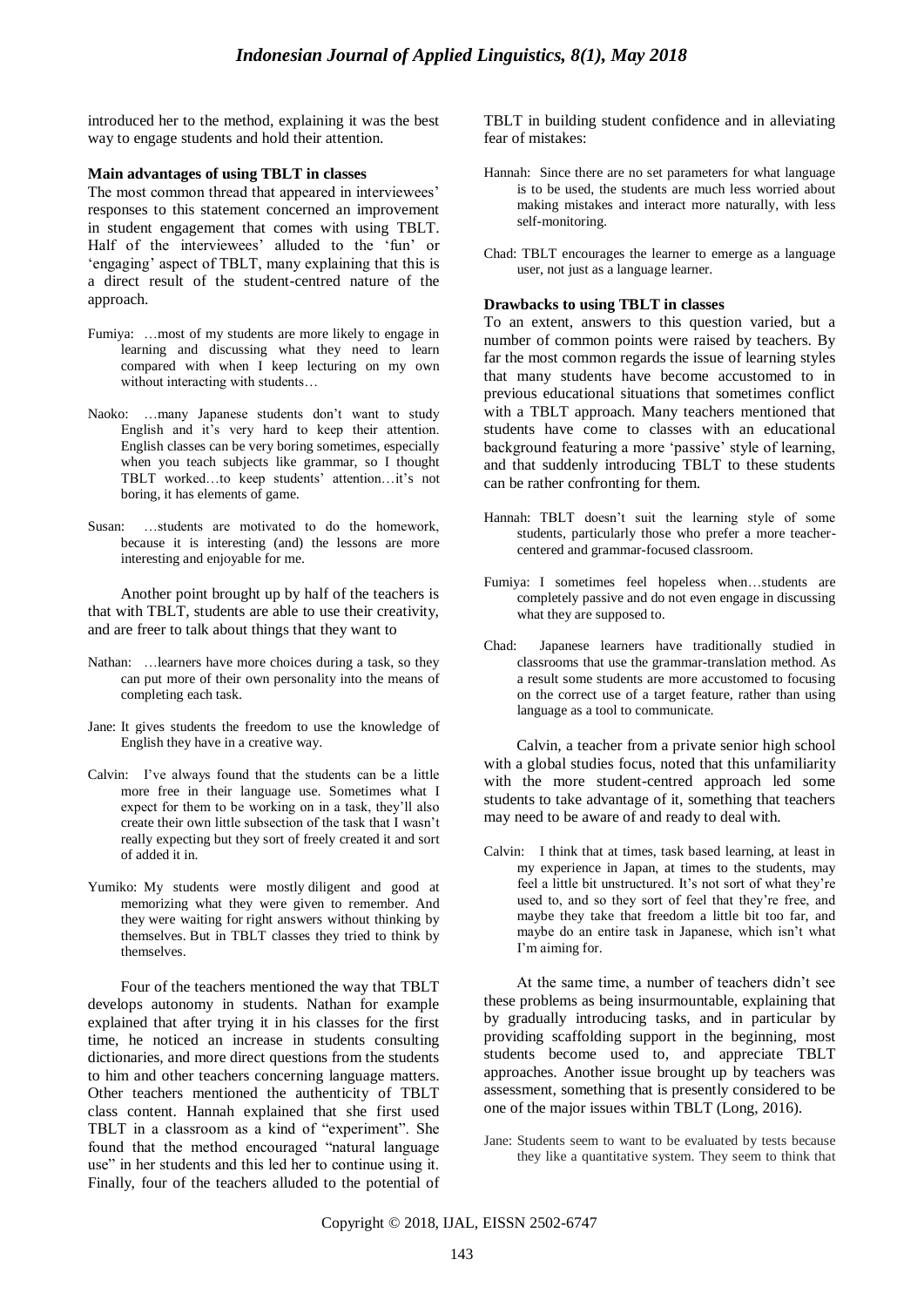introduced her to the method, explaining it was the best way to engage students and hold their attention.

**Main advantages of using TBLT in classes**

The most common thread that appeared in interviewees' responses to this statement concerned an improvement in student engagement that comes with using TBLT. Half of the interviewees' alluded to the 'fun' or 'engaging' aspect of TBLT, many explaining that this is a direct result of the student-centred nature of the approach.

> Fumiya: …most of my students are more likely to engage in learning and discussing what they need to learn compared with when I keep lecturing on my own without interacting with students…

> Naoko: …many Japanese students don't want to study English and it's very hard to keep their attention. English classes can be very boring sometimes, especially when you teach subjects like grammar, so I thought TBLT worked…to keep students' attention…it's not boring, it has elements of game.

> Susan: …students are motivated to do the homework, because it is interesting (and) the lessons are more interesting and enjoyable for me.

Another point brought up by half of the teachers is that with TBLT, students are able to use their creativity, and are freer to talk about things that they want to

> Nathan: …learners have more choices during a task, so they can put more of their own personality into the means of completing each task.

> Jane: It gives students the freedom to use the knowledge of English they have in a creative way.

> Calvin: I've always found that the students can be a little more free in their language use. Sometimes what I expect for them to be working on in a task, they'll also create their own little subsection of the task that I wasn't really expecting but they sort of freely created it and sort of added it in.

> Yumiko: My students were mostly diligent and good at memorizing what they were given to remember. And they were waiting for right answers without thinking by themselves. But in TBLT classes they tried to think by themselves.

Four of the teachers mentioned the way that TBLT develops autonomy in students. Nathan for example explained that after trying it in his classes for the first time, he noticed an increase in students consulting dictionaries, and more direct questions from the students to him and other teachers concerning language matters. Other teachers mentioned the authenticity of TBLT class content. Hannah explained that she first used TBLT in a classroom as a kind of "experiment". She found that the method encouraged "natural language use" in her students and this led her to continue using it. Finally, four of the teachers alluded to the potential of TBLT in building student confidence and in alleviating fear of mistakes:

> Hannah: Since there are no set parameters for what language is to be used, the students are much less worried about making mistakes and interact more naturally, with less self-monitoring.

> Chad: TBLT encourages the learner to emerge as a language user, not just as a language learner.

**Drawbacks to using TBLT in classes**

To an extent, answers to this question varied, but a number of common points were raised by teachers. By far the most common regards the issue of learning styles that many students have become accustomed to in previous educational situations that sometimes conflict with a TBLT approach. Many teachers mentioned that students have come to classes with an educational background featuring a more 'passive' style of learning, and that suddenly introducing TBLT to these students can be rather confronting for them.

> Hannah: TBLT doesn't suit the learning style of some students, particularly those who prefer a more teacher-centered and grammar-focused classroom.

> Fumiya: I sometimes feel hopeless when…students are completely passive and do not even engage in discussing what they are supposed to.

> Chad: Japanese learners have traditionally studied in classrooms that use the grammar-translation method. As a result some students are more accustomed to focusing on the correct use of a target feature, rather than using language as a tool to communicate.

Calvin, a teacher from a private senior high school with a global studies focus, noted that this unfamiliarity with the more student-centred approach led some students to take advantage of it, something that teachers may need to be aware of and ready to deal with.

> Calvin: I think that at times, task based learning, at least in my experience in Japan, at times to the students, may feel a little bit unstructured. It's not sort of what they're used to, and so they sort of feel that they're free, and maybe they take that freedom a little bit too far, and maybe do an entire task in Japanese, which isn't what I'm aiming for.

At the same time, a number of teachers didn't see these problems as being insurmountable, explaining that by gradually introducing tasks, and in particular by providing scaffolding support in the beginning, most students become used to, and appreciate TBLT approaches. Another issue brought up by teachers was assessment, something that is presently considered to be one of the major issues within TBLT (Long, 2016).

> Jane: Students seem to want to be evaluated by tests because they like a quantitative system. They seem to think that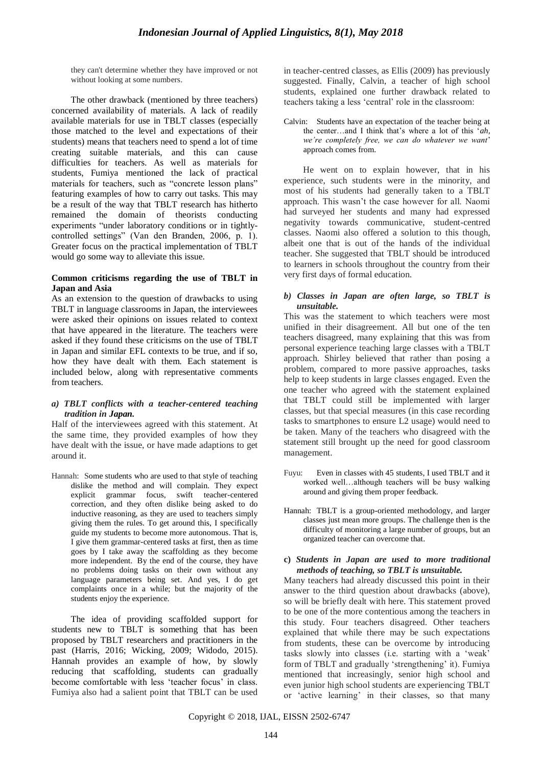they can't determine whether they have improved or not without looking at some numbers.

The other drawback (mentioned by three teachers) concerned availability of materials. A lack of readily available materials for use in TBLT classes (especially those matched to the level and expectations of their students) means that teachers need to spend a lot of time creating suitable materials, and this can cause difficulties for teachers. As well as materials for students, Fumiya mentioned the lack of practical materials for teachers, such as "concrete lesson plans" featuring examples of how to carry out tasks. This may be a result of the way that TBLT research has hitherto remained the domain of theorists conducting experiments "under laboratory conditions or in tightly-controlled settings" (Van den Branden, 2006, p. 1). Greater focus on the practical implementation of TBLT would go some way to alleviate this issue.

**Common criticisms regarding the use of TBLT in Japan and Asia**

As an extension to the question of drawbacks to using TBLT in language classrooms in Japan, the interviewees were asked their opinions on issues related to context that have appeared in the literature. The teachers were asked if they found these criticisms on the use of TBLT in Japan and similar EFL contexts to be true, and if so, how they have dealt with them. Each statement is included below, along with representative comments from teachers.

***a) TBLT conflicts with a teacher-centered teaching tradition in Japan.***

Half of the interviewees agreed with this statement. At the same time, they provided examples of how they have dealt with the issue, or have made adaptions to get around it.

Hannah: Some students who are used to that style of teaching dislike the method and will complain. They expect explicit grammar focus, swift teacher-centered correction, and they often dislike being asked to do inductive reasoning, as they are used to teachers simply giving them the rules. To get around this, I specifically guide my students to become more autonomous. That is, I give them grammar-centered tasks at first, then as time goes by I take away the scaffolding as they become more independent. By the end of the course, they have no problems doing tasks on their own without any language parameters being set. And yes, I do get complaints once in a while; but the majority of the students enjoy the experience.

The idea of providing scaffolded support for students new to TBLT is something that has been proposed by TBLT researchers and practitioners in the past (Harris, 2016; Wicking, 2009; Widodo, 2015). Hannah provides an example of how, by slowly reducing that scaffolding, students can gradually become comfortable with less 'teacher focus' in class. Fumiya also had a salient point that TBLT can be used in teacher-centred classes, as Ellis (2009) has previously suggested. Finally, Calvin, a teacher of high school students, explained one further drawback related to teachers taking a less 'central' role in the classroom:

Calvin: Students have an expectation of the teacher being at the center…and I think that's where a lot of this '*ah, we're completely free, we can do whatever we want*' approach comes from.

He went on to explain however, that in his experience, such students were in the minority, and most of his students had generally taken to a TBLT approach. This wasn't the case however for all. Naomi had surveyed her students and many had expressed negativity towards communicative, student-centred classes. Naomi also offered a solution to this though, albeit one that is out of the hands of the individual teacher. She suggested that TBLT should be introduced to learners in schools throughout the country from their very first days of formal education.

***b) Classes in Japan are often large, so TBLT is unsuitable.***

This was the statement to which teachers were most unified in their disagreement. All but one of the ten teachers disagreed, many explaining that this was from personal experience teaching large classes with a TBLT approach. Shirley believed that rather than posing a problem, compared to more passive approaches, tasks help to keep students in large classes engaged. Even the one teacher who agreed with the statement explained that TBLT could still be implemented with larger classes, but that special measures (in this case recording tasks to smartphones to ensure L2 usage) would need to be taken. Many of the teachers who disagreed with the statement still brought up the need for good classroom management.

Fuyu: Even in classes with 45 students, I used TBLT and it worked well…although teachers will be busy walking around and giving them proper feedback.

Hannah: TBLT is a group-oriented methodology, and larger classes just mean more groups. The challenge then is the difficulty of monitoring a large number of groups, but an organized teacher can overcome that.

**c) *Students in Japan are used to more traditional methods of teaching, so TBLT is unsuitable.***

Many teachers had already discussed this point in their answer to the third question about drawbacks (above), so will be briefly dealt with here. This statement proved to be one of the more contentious among the teachers in this study. Four teachers disagreed. Other teachers explained that while there may be such expectations from students, these can be overcome by introducing tasks slowly into classes (i.e. starting with a 'weak' form of TBLT and gradually 'strengthening' it). Fumiya mentioned that increasingly, senior high school and even junior high school students are experiencing TBLT or 'active learning' in their classes, so that many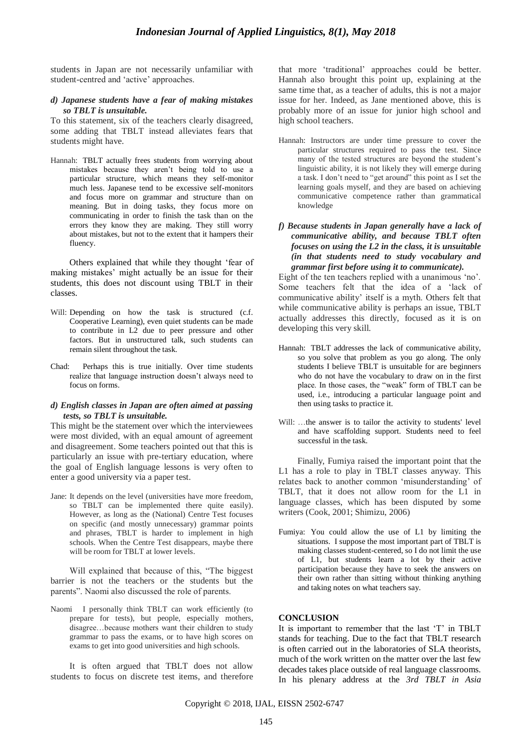students in Japan are not necessarily unfamiliar with student-centred and 'active' approaches.

#### *d) Japanese students have a fear of making mistakes so TBLT is unsuitable.*

To this statement, six of the teachers clearly disagreed, some adding that TBLT instead alleviates fears that students might have.

> Hannah: TBLT actually frees students from worrying about mistakes because they aren't being told to use a particular structure, which means they self-monitor much less. Japanese tend to be excessive self-monitors and focus more on grammar and structure than on meaning. But in doing tasks, they focus more on communicating in order to finish the task than on the errors they know they are making. They still worry about mistakes, but not to the extent that it hampers their fluency.

Others explained that while they thought 'fear of making mistakes' might actually be an issue for their students, this does not discount using TBLT in their classes.

> Will: Depending on how the task is structured (c.f. Cooperative Learning), even quiet students can be made to contribute in L2 due to peer pressure and other factors. But in unstructured talk, such students can remain silent throughout the task.

> Chad: Perhaps this is true initially. Over time students realize that language instruction doesn't always need to focus on forms.

#### *d) English classes in Japan are often aimed at passing tests, so TBLT is unsuitable.*

This might be the statement over which the interviewees were most divided, with an equal amount of agreement and disagreement. Some teachers pointed out that this is particularly an issue with pre-tertiary education, where the goal of English language lessons is very often to enter a good university via a paper test.

> Jane: It depends on the level (universities have more freedom, so TBLT can be implemented there quite easily). However, as long as the (National) Centre Test focuses on specific (and mostly unnecessary) grammar points and phrases, TBLT is harder to implement in high schools. When the Centre Test disappears, maybe there will be room for TBLT at lower levels.

Will explained that because of this, "The biggest barrier is not the teachers or the students but the parents". Naomi also discussed the role of parents.

> Naomi I personally think TBLT can work efficiently (to prepare for tests), but people, especially mothers, disagree…because mothers want their children to study grammar to pass the exams, or to have high scores on exams to get into good universities and high schools.

It is often argued that TBLT does not allow students to focus on discrete test items, and therefore that more 'traditional' approaches could be better. Hannah also brought this point up, explaining at the same time that, as a teacher of adults, this is not a major issue for her. Indeed, as Jane mentioned above, this is probably more of an issue for junior high school and high school teachers.

> Hannah: Instructors are under time pressure to cover the particular structures required to pass the test. Since many of the tested structures are beyond the student's linguistic ability, it is not likely they will emerge during a task. I don't need to "get around" this point as I set the learning goals myself, and they are based on achieving communicative competence rather than grammatical knowledge

#### *f) Because students in Japan generally have a lack of communicative ability, and because TBLT often focuses on using the L2 in the class, it is unsuitable (in that students need to study vocabulary and grammar first before using it to communicate).*

Eight of the ten teachers replied with a unanimous 'no'. Some teachers felt that the idea of a 'lack of communicative ability' itself is a myth. Others felt that while communicative ability is perhaps an issue, TBLT actually addresses this directly, focused as it is on developing this very skill.

> Hannah: TBLT addresses the lack of communicative ability, so you solve that problem as you go along. The only students I believe TBLT is unsuitable for are beginners who do not have the vocabulary to draw on in the first place. In those cases, the "weak" form of TBLT can be used, i.e., introducing a particular language point and then using tasks to practice it.

> Will: …the answer is to tailor the activity to students' level and have scaffolding support. Students need to feel successful in the task.

Finally, Fumiya raised the important point that the L1 has a role to play in TBLT classes anyway. This relates back to another common 'misunderstanding' of TBLT, that it does not allow room for the L1 in language classes, which has been disputed by some writers (Cook, 2001; Shimizu, 2006)

> Fumiya: You could allow the use of L1 by limiting the situations. I suppose the most important part of TBLT is making classes student-centered, so I do not limit the use of L1, but students learn a lot by their active participation because they have to seek the answers on their own rather than sitting without thinking anything and taking notes on what teachers say.

## CONCLUSION

It is important to remember that the last 'T' in TBLT stands for teaching. Due to the fact that TBLT research is often carried out in the laboratories of SLA theorists, much of the work written on the matter over the last few decades takes place outside of real language classrooms. In his plenary address at the *3rd TBLT in Asia*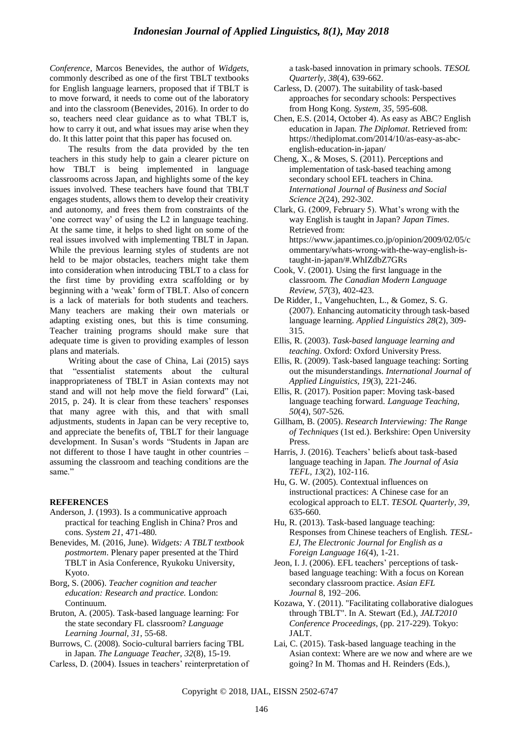*Conference*, Marcos Benevides, the author of *Widgets*, commonly described as one of the first TBLT textbooks for English language learners, proposed that if TBLT is to move forward, it needs to come out of the laboratory and into the classroom (Benevides, 2016). In order to do so, teachers need clear guidance as to what TBLT is, how to carry it out, and what issues may arise when they do. It this latter point that this paper has focused on.

The results from the data provided by the ten teachers in this study help to gain a clearer picture on how TBLT is being implemented in language classrooms across Japan, and highlights some of the key issues involved. These teachers have found that TBLT engages students, allows them to develop their creativity and autonomy, and frees them from constraints of the 'one correct way' of using the L2 in language teaching. At the same time, it helps to shed light on some of the real issues involved with implementing TBLT in Japan. While the previous learning styles of students are not held to be major obstacles, teachers might take them into consideration when introducing TBLT to a class for the first time by providing extra scaffolding or by beginning with a 'weak' form of TBLT. Also of concern is a lack of materials for both students and teachers. Many teachers are making their own materials or adapting existing ones, but this is time consuming. Teacher training programs should make sure that adequate time is given to providing examples of lesson plans and materials.

Writing about the case of China, Lai (2015) says that "essentialist statements about the cultural inappropriateness of TBLT in Asian contexts may not stand and will not help move the field forward" (Lai, 2015, p. 24). It is clear from these teachers' responses that many agree with this, and that with small adjustments, students in Japan can be very receptive to, and appreciate the benefits of, TBLT for their language development. In Susan's words "Students in Japan are not different to those I have taught in other countries – assuming the classroom and teaching conditions are the same."

## REFERENCES

Anderson, J. (1993). Is a communicative approach practical for teaching English in China? Pros and cons. *System 21*, 471-480.

Benevides, M. (2016, June). *Widgets: A TBLT textbook postmortem*. Plenary paper presented at the Third TBLT in Asia Conference, Ryukoku University, Kyoto.

Borg, S. (2006). *Teacher cognition and teacher education: Research and practice.* London: Continuum.

Bruton, A. (2005). Task-based language learning: For the state secondary FL classroom? *Language Learning Journal, 31*, 55-68.

Burrows, C. (2008). Socio-cultural barriers facing TBL in Japan. *The Language Teacher, 32*(8), 15-19.

Carless, D. (2004). Issues in teachers' reinterpretation of a task-based innovation in primary schools. *TESOL Quarterly, 38*(4), 639-662.

Carless, D. (2007). The suitability of task-based approaches for secondary schools: Perspectives from Hong Kong. *System, 35*, 595-608.

Chen, E.S. (2014, October 4). As easy as ABC? English education in Japan. *The Diplomat*. Retrieved from: https://thediplomat.com/2014/10/as-easy-as-abc-english-education-in-japan/

Cheng, X., & Moses, S. (2011). Perceptions and implementation of task-based teaching among secondary school EFL teachers in China. *International Journal of Business and Social Science 2*(24), 292-302.

Clark, G. (2009, February 5). What's wrong with the way English is taught in Japan? *Japan Times*. Retrieved from: https://www.japantimes.co.jp/opinion/2009/02/05/commentary/whats-wrong-with-the-way-english-is-taught-in-japan/#.WhIZdbZ7GRs

Cook, V. (2001). Using the first language in the classroom. *The Canadian Modern Language Review, 57*(3), 402-423.

De Ridder, I., Vangehuchten, L., & Gomez, S. G. (2007). Enhancing automaticity through task-based language learning. *Applied Linguistics 28*(2), 309-315.

Ellis, R. (2003). *Task-based language learning and teaching*. Oxford: Oxford University Press.

Ellis, R. (2009). Task-based language teaching: Sorting out the misunderstandings. *International Journal of Applied Linguistics, 19*(3), 221-246.

Ellis, R. (2017). Position paper: Moving task-based language teaching forward. *Language Teaching, 50*(4), 507-526.

Gillham, B. (2005). *Research Interviewing: The Range of Techniques* (1st ed.). Berkshire: Open University Press.

Harris, J. (2016). Teachers' beliefs about task-based language teaching in Japan. *The Journal of Asia TEFL, 13*(2), 102-116.

Hu, G. W. (2005). Contextual influences on instructional practices: A Chinese case for an ecological approach to ELT. *TESOL Quarterly, 39*, 635-660.

Hu, R. (2013). Task-based language teaching: Responses from Chinese teachers of English. *TESL-EJ, The Electronic Journal for English as a Foreign Language 16*(4), 1-21.

Jeon, I. J. (2006). EFL teachers' perceptions of task-based language teaching: With a focus on Korean secondary classroom practice. *Asian EFL Journal* 8, 192–206.

Kozawa, Y. (2011). "Facilitating collaborative dialogues through TBLT". In A. Stewart (Ed.), *JALT2010 Conference Proceedings*, (pp. 217-229). Tokyo: JALT.

Lai, C. (2015). Task-based language teaching in the Asian context: Where are we now and where are we going? In M. Thomas and H. Reinders (Eds.),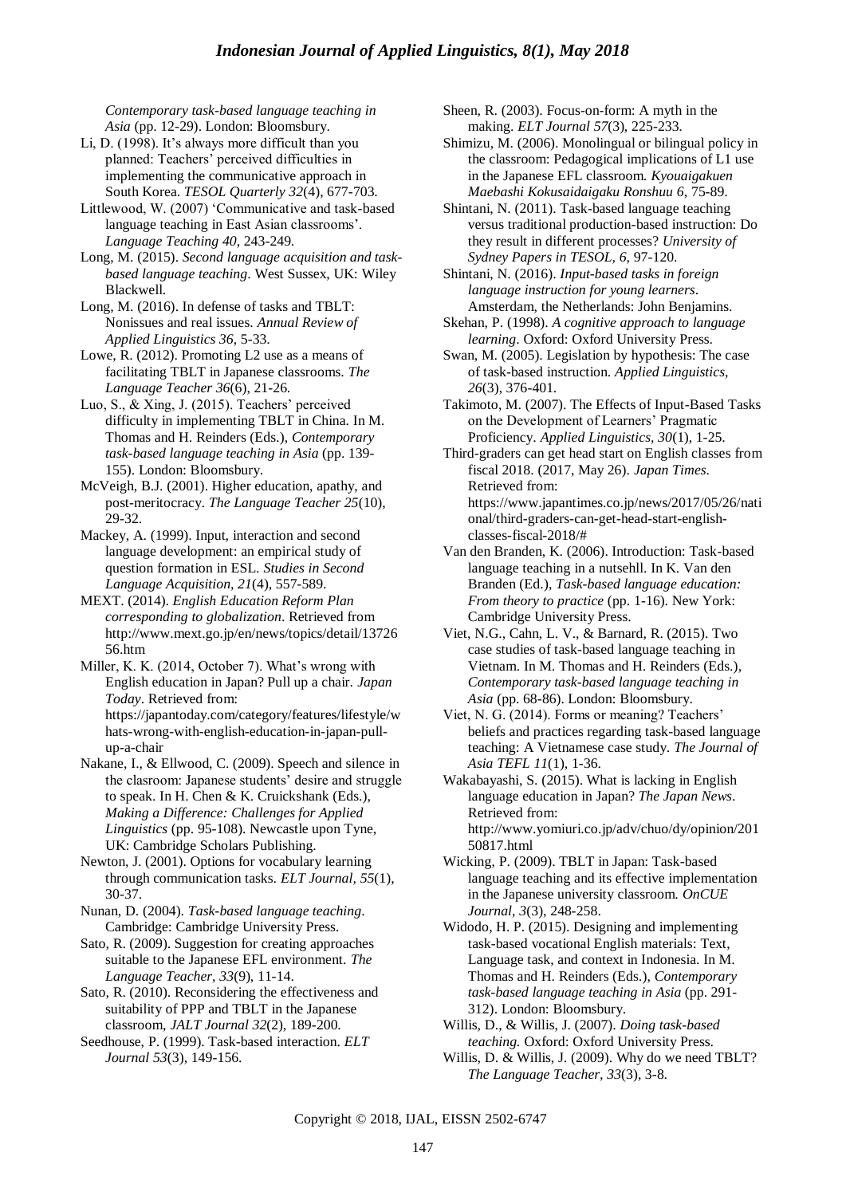*Contemporary task-based language teaching in Asia* (pp. 12-29). London: Bloomsbury.

Li, D. (1998). It's always more difficult than you planned: Teachers' perceived difficulties in implementing the communicative approach in South Korea. *TESOL Quarterly 32*(4), 677-703.

Littlewood, W. (2007) 'Communicative and task-based language teaching in East Asian classrooms'. *Language Teaching 40*, 243-249.

Long, M. (2015). *Second language acquisition and task-based language teaching*. West Sussex, UK: Wiley Blackwell.

Long, M. (2016). In defense of tasks and TBLT: Nonissues and real issues. *Annual Review of Applied Linguistics 36*, 5-33.

Lowe, R. (2012). Promoting L2 use as a means of facilitating TBLT in Japanese classrooms. *The Language Teacher 36*(6), 21-26.

Luo, S., & Xing, J. (2015). Teachers' perceived difficulty in implementing TBLT in China. In M. Thomas and H. Reinders (Eds.), *Contemporary task-based language teaching in Asia* (pp. 139-155). London: Bloomsbury.

McVeigh, B.J. (2001). Higher education, apathy, and post-meritocracy. *The Language Teacher 25*(10), 29-32.

Mackey, A. (1999). Input, interaction and second language development: an empirical study of question formation in ESL. *Studies in Second Language Acquisition, 21*(4), 557-589.

MEXT. (2014). *English Education Reform Plan corresponding to globalization*. Retrieved from http://www.mext.go.jp/en/news/topics/detail/1372656.htm

Miller, K. K. (2014, October 7). What's wrong with English education in Japan? Pull up a chair. *Japan Today*. Retrieved from: https://japantoday.com/category/features/lifestyle/whats-wrong-with-english-education-in-japan-pull-up-a-chair

Nakane, I., & Ellwood, C. (2009). Speech and silence in the clasroom: Japanese students' desire and struggle to speak. In H. Chen & K. Cruickshank (Eds.), *Making a Difference: Challenges for Applied Linguistics* (pp. 95-108). Newcastle upon Tyne, UK: Cambridge Scholars Publishing.

Newton, J. (2001). Options for vocabulary learning through communication tasks. *ELT Journal, 55*(1), 30-37.

Nunan, D. (2004). *Task-based language teaching*. Cambridge: Cambridge University Press.

Sato, R. (2009). Suggestion for creating approaches suitable to the Japanese EFL environment. *The Language Teacher, 33*(9), 11-14.

Sato, R. (2010). Reconsidering the effectiveness and suitability of PPP and TBLT in the Japanese classroom, *JALT Journal 32*(2), 189-200.

Seedhouse, P. (1999). Task-based interaction. *ELT Journal 53*(3), 149-156.

Sheen, R. (2003). Focus-on-form: A myth in the making. *ELT Journal 57*(3), 225-233.

Shimizu, M. (2006). Monolingual or bilingual policy in the classroom: Pedagogical implications of L1 use in the Japanese EFL classroom. *Kyouaigakuen Maebashi Kokusaidaigaku Ronshuu 6*, 75-89.

Shintani, N. (2011). Task-based language teaching versus traditional production-based instruction: Do they result in different processes? *University of Sydney Papers in TESOL, 6*, 97-120.

Shintani, N. (2016). *Input-based tasks in foreign language instruction for young learners*. Amsterdam, the Netherlands: John Benjamins.

Skehan, P. (1998). *A cognitive approach to language learning*. Oxford: Oxford University Press.

Swan, M. (2005). Legislation by hypothesis: The case of task-based instruction. *Applied Linguistics, 26*(3), 376-401.

Takimoto, M. (2007). The Effects of Input-Based Tasks on the Development of Learners' Pragmatic Proficiency. *Applied Linguistics, 30*(1), 1-25.

Third-graders can get head start on English classes from fiscal 2018. (2017, May 26). *Japan Times*. Retrieved from: https://www.japantimes.co.jp/news/2017/05/26/national/third-graders-can-get-head-start-english-classes-fiscal-2018/#

Van den Branden, K. (2006). Introduction: Task-based language teaching in a nutsehll. In K. Van den Branden (Ed.), *Task-based language education: From theory to practice* (pp. 1-16). New York: Cambridge University Press.

Viet, N.G., Cahn, L. V., & Barnard, R. (2015). Two case studies of task-based language teaching in Vietnam. In M. Thomas and H. Reinders (Eds.), *Contemporary task-based language teaching in Asia* (pp. 68-86). London: Bloomsbury.

Viet, N. G. (2014). Forms or meaning? Teachers' beliefs and practices regarding task-based language teaching: A Vietnamese case study. *The Journal of Asia TEFL 11*(1), 1-36.

Wakabayashi, S. (2015). What is lacking in English language education in Japan? *The Japan News*. Retrieved from: http://www.yomiuri.co.jp/adv/chuo/dy/opinion/20150817.html

Wicking, P. (2009). TBLT in Japan: Task-based language teaching and its effective implementation in the Japanese university classroom. *OnCUE Journal, 3*(3), 248-258.

Widodo, H. P. (2015). Designing and implementing task-based vocational English materials: Text, Language task, and context in Indonesia. In M. Thomas and H. Reinders (Eds.), *Contemporary task-based language teaching in Asia* (pp. 291-312). London: Bloomsbury.

Willis, D., & Willis, J. (2007). *Doing task-based teaching.* Oxford: Oxford University Press.

Willis, D. & Willis, J. (2009). Why do we need TBLT? *The Language Teacher, 33*(3), 3-8.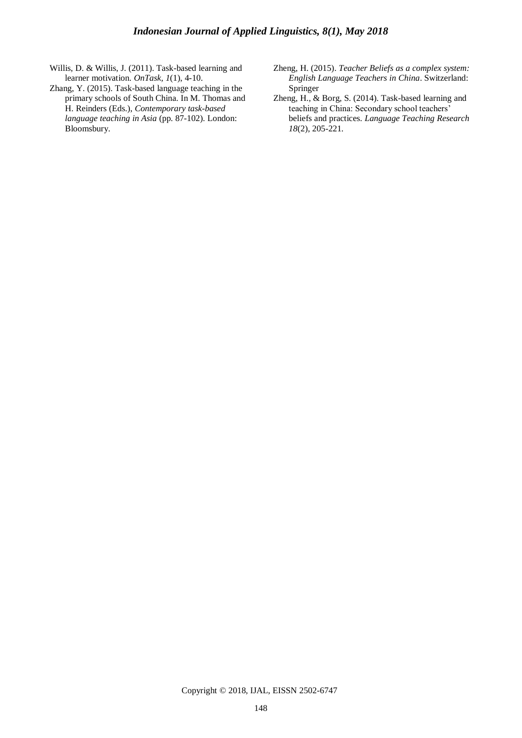Willis, D. & Willis, J. (2011). Task-based learning and learner motivation. *OnTask, 1*(1), 4-10.

Zhang, Y. (2015). Task-based language teaching in the primary schools of South China. In M. Thomas and H. Reinders (Eds.), *Contemporary task-based language teaching in Asia* (pp. 87-102). London: Bloomsbury.

Zheng, H. (2015). *Teacher Beliefs as a complex system: English Language Teachers in China*. Switzerland: Springer

Zheng, H., & Borg, S. (2014). Task-based learning and teaching in China: Secondary school teachers' beliefs and practices. *Language Teaching Research 18*(2), 205-221.